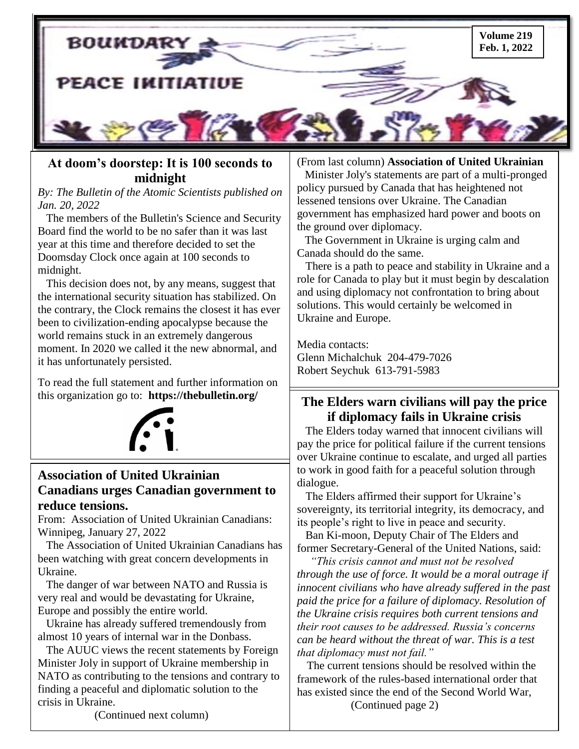# Boundary Peace Initiative

**Volume 219**
**Feb. 1, 2022**

## At doom's doorstep: It is 100 seconds to midnight

*By: The Bulletin of the Atomic Scientists published on Jan. 20, 2022*

The members of the Bulletin's Science and Security Board find the world to be no safer than it was last year at this time and therefore decided to set the Doomsday Clock once again at 100 seconds to midnight.

This decision does not, by any means, suggest that the international security situation has stabilized. On the contrary, the Clock remains the closest it has ever been to civilization-ending apocalypse because the world remains stuck in an extremely dangerous moment. In 2020 we called it the new abnormal, and it has unfortunately persisted.

To read the full statement and further information on this organization go to: **https://thebulletin.org/**

## Association of United Ukrainian Canadians urges Canadian government to reduce tensions.

From: Association of United Ukrainian Canadians: Winnipeg, January 27, 2022

The Association of United Ukrainian Canadians has been watching with great concern developments in Ukraine.

The danger of war between NATO and Russia is very real and would be devastating for Ukraine, Europe and possibly the entire world.

Ukraine has already suffered tremendously from almost 10 years of internal war in the Donbass.

The AUUC views the recent statements by Foreign Minister Joly in support of Ukraine membership in NATO as contributing to the tensions and contrary to finding a peaceful and diplomatic solution to the crisis in Ukraine.

Minister Joly's statements are part of a multi-pronged policy pursued by Canada that has heightened not lessened tensions over Ukraine. The Canadian government has emphasized hard power and boots on the ground over diplomacy.

The Government in Ukraine is urging calm and Canada should do the same.

There is a path to peace and stability in Ukraine and a role for Canada to play but it must begin by descalation and using diplomacy not confrontation to bring about solutions. This would certainly be welcomed in Ukraine and Europe.

Media contacts:
Glenn Michalchuk 204-479-7026
Robert Seychuk 613-791-5983

## The Elders warn civilians will pay the price if diplomacy fails in Ukraine crisis

The Elders today warned that innocent civilians will pay the price for political failure if the current tensions over Ukraine continue to escalate, and urged all parties to work in good faith for a peaceful solution through dialogue.

The Elders affirmed their support for Ukraine's sovereignty, its territorial integrity, its democracy, and its people's right to live in peace and security.

Ban Ki-moon, Deputy Chair of The Elders and former Secretary-General of the United Nations, said:

*"This crisis cannot and must not be resolved through the use of force. It would be a moral outrage if innocent civilians who have already suffered in the past paid the price for a failure of diplomacy. Resolution of the Ukraine crisis requires both current tensions and their root causes to be addressed. Russia's concerns can be heard without the threat of war. This is a test that diplomacy must not fail."*

The current tensions should be resolved within the framework of the rules-based international order that has existed since the end of the Second World War,

(Continued page 2)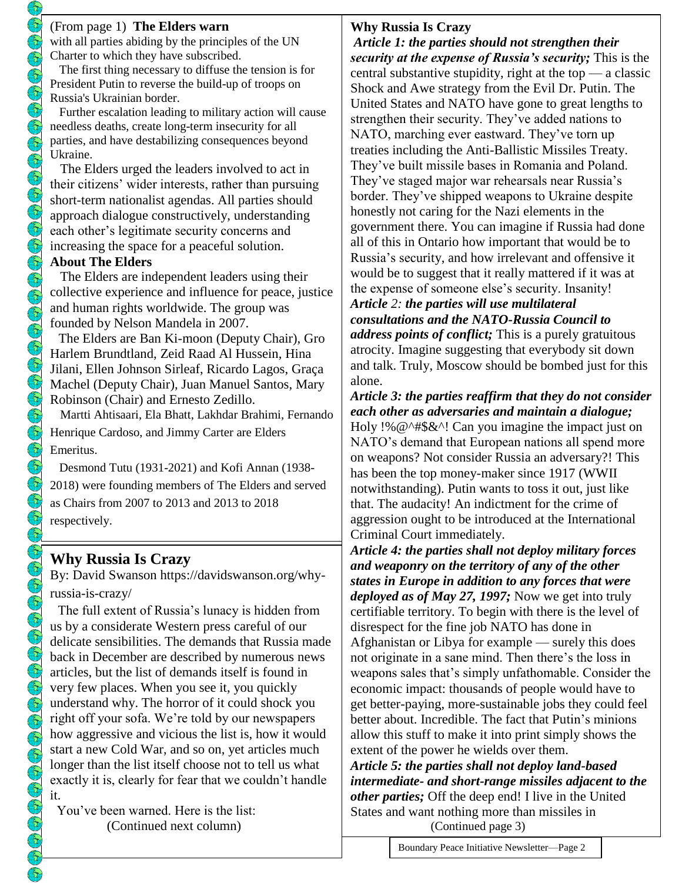(From page 1) **The Elders warn**

with all parties abiding by the principles of the UN Charter to which they have subscribed.

The first thing necessary to diffuse the tension is for President Putin to reverse the build-up of troops on Russia's Ukrainian border.

Further escalation leading to military action will cause needless deaths, create long-term insecurity for all parties, and have destabilizing consequences beyond Ukraine.

The Elders urged the leaders involved to act in their citizens' wider interests, rather than pursuing short-term nationalist agendas. All parties should approach dialogue constructively, understanding each other's legitimate security concerns and increasing the space for a peaceful solution.

**About The Elders**

The Elders are independent leaders using their collective experience and influence for peace, justice and human rights worldwide. The group was founded by Nelson Mandela in 2007.

The Elders are Ban Ki-moon (Deputy Chair), Gro Harlem Brundtland, Zeid Raad Al Hussein, Hina Jilani, Ellen Johnson Sirleaf, Ricardo Lagos, Graça Machel (Deputy Chair), Juan Manuel Santos, Mary Robinson (Chair) and Ernesto Zedillo.

Martti Ahtisaari, Ela Bhatt, Lakhdar Brahimi, Fernando Henrique Cardoso, and Jimmy Carter are Elders Emeritus.

Desmond Tutu (1931-2021) and Kofi Annan (1938-2018) were founding members of The Elders and served as Chairs from 2007 to 2013 and 2013 to 2018 respectively.

## Why Russia Is Crazy

By: David Swanson https://davidswanson.org/why-russia-is-crazy/

The full extent of Russia's lunacy is hidden from us by a considerate Western press careful of our delicate sensibilities. The demands that Russia made back in December are described by numerous news articles, but the list of demands itself is found in very few places. When you see it, you quickly understand why. The horror of it could shock you right off your sofa. We're told by our newspapers how aggressive and vicious the list is, how it would start a new Cold War, and so on, yet articles much longer than the list itself choose not to tell us what exactly it is, clearly for fear that we couldn't handle it.

You've been warned. Here is the list:

(Continued next column)

**Why Russia Is Crazy**

***Article 1: the parties should not strengthen their security at the expense of Russia's security;*** This is the central substantive stupidity, right at the top — a classic Shock and Awe strategy from the Evil Dr. Putin. The United States and NATO have gone to great lengths to strengthen their security. They've added nations to NATO, marching ever eastward. They've torn up treaties including the Anti-Ballistic Missiles Treaty. They've built missile bases in Romania and Poland. They've staged major war rehearsals near Russia's border. They've shipped weapons to Ukraine despite honestly not caring for the Nazi elements in the government there. You can imagine if Russia had done all of this in Ontario how important that would be to Russia's security, and how irrelevant and offensive it would be to suggest that it really mattered if it was at the expense of someone else's security. Insanity!

***Article 2: the parties will use multilateral consultations and the NATO-Russia Council to address points of conflict;*** This is a purely gratuitous atrocity. Imagine suggesting that everybody sit down and talk. Truly, Moscow should be bombed just for this alone.

***Article 3: the parties reaffirm that they do not consider each other as adversaries and maintain a dialogue;*** Holy !%@^#$&^! Can you imagine the impact just on NATO's demand that European nations all spend more on weapons? Not consider Russia an adversary?! This has been the top money-maker since 1917 (WWII notwithstanding). Putin wants to toss it out, just like that. The audacity! An indictment for the crime of aggression ought to be introduced at the International Criminal Court immediately.

***Article 4: the parties shall not deploy military forces and weaponry on the territory of any of the other states in Europe in addition to any forces that were deployed as of May 27, 1997;*** Now we get into truly certifiable territory. To begin with there is the level of disrespect for the fine job NATO has done in Afghanistan or Libya for example — surely this does not originate in a sane mind. Then there's the loss in weapons sales that's simply unfathomable. Consider the economic impact: thousands of people would have to get better-paying, more-sustainable jobs they could feel better about. Incredible. The fact that Putin's minions allow this stuff to make it into print simply shows the extent of the power he wields over them.

***Article 5: the parties shall not deploy land-based intermediate- and short-range missiles adjacent to the other parties;*** Off the deep end! I live in the United States and want nothing more than missiles in

(Continued page 3)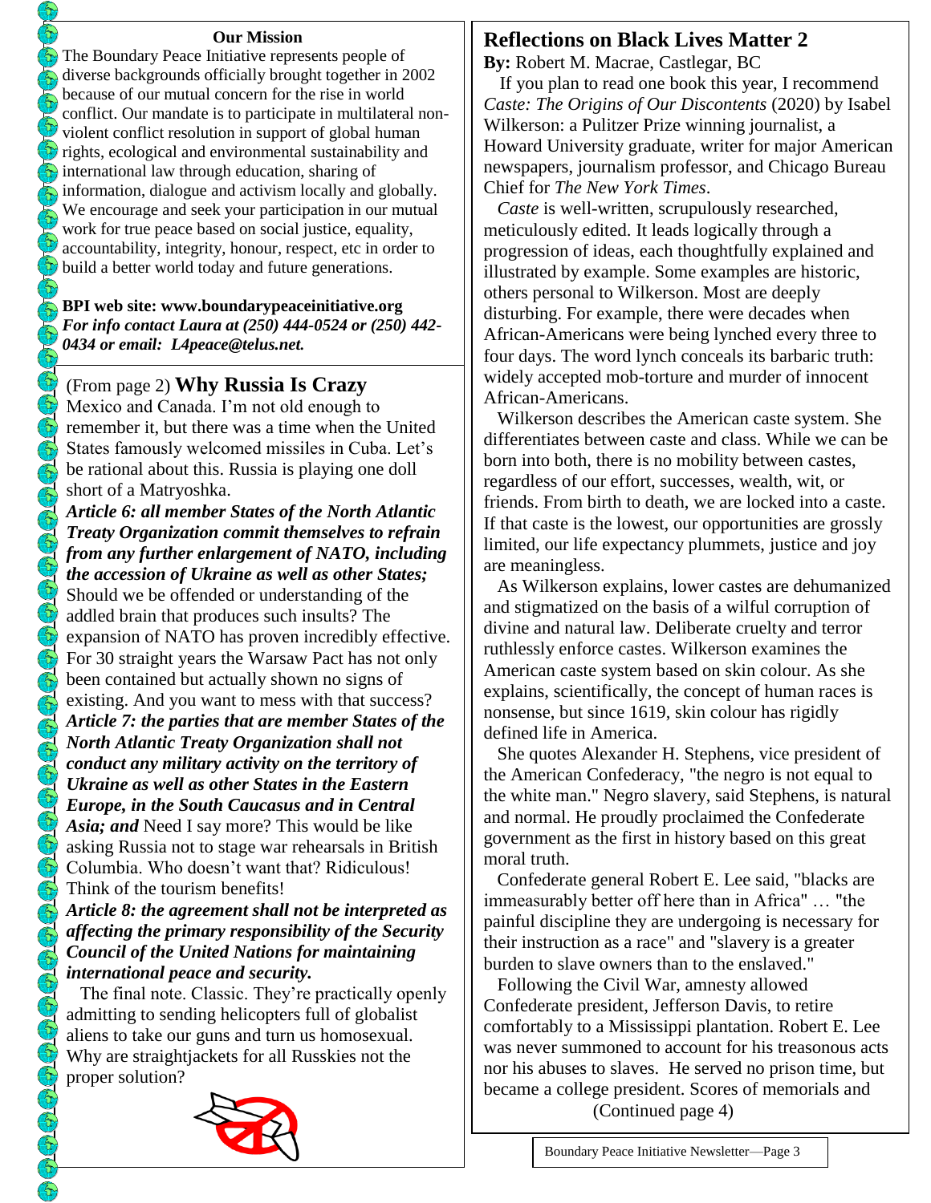### Our Mission

The Boundary Peace Initiative represents people of diverse backgrounds officially brought together in 2002 because of our mutual concern for the rise in world conflict. Our mandate is to participate in multilateral non-violent conflict resolution in support of global human rights, ecological and environmental sustainability and international law through education, sharing of information, dialogue and activism locally and globally. We encourage and seek your participation in our mutual work for true peace based on social justice, equality, accountability, integrity, honour, respect, etc in order to build a better world today and future generations.

**BPI web site: www.boundarypeaceinitiative.org**
***For info contact Laura at (250) 444-0524 or (250) 442-0434 or email: L4peace@telus.net.***

## (From page 2) Why Russia Is Crazy

Mexico and Canada. I'm not old enough to remember it, but there was a time when the United States famously welcomed missiles in Cuba. Let's be rational about this. Russia is playing one doll short of a Matryoshka.

***Article 6: all member States of the North Atlantic Treaty Organization commit themselves to refrain from any further enlargement of NATO, including the accession of Ukraine as well as other States;*** Should we be offended or understanding of the addled brain that produces such insults? The expansion of NATO has proven incredibly effective. For 30 straight years the Warsaw Pact has not only been contained but actually shown no signs of existing. And you want to mess with that success?

***Article 7: the parties that are member States of the North Atlantic Treaty Organization shall not conduct any military activity on the territory of Ukraine as well as other States in the Eastern Europe, in the South Caucasus and in Central Asia; and*** Need I say more? This would be like asking Russia not to stage war rehearsals in British Columbia. Who doesn't want that? Ridiculous! Think of the tourism benefits!

***Article 8: the agreement shall not be interpreted as affecting the primary responsibility of the Security Council of the United Nations for maintaining international peace and security.***

The final note. Classic. They're practically openly admitting to sending helicopters full of globalist aliens to take our guns and turn us homosexual. Why are straightjackets for all Russkies not the proper solution?

## Reflections on Black Lives Matter 2

**By:** Robert M. Macrae, Castlegar, BC

If you plan to read one book this year, I recommend *Caste: The Origins of Our Discontents* (2020) by Isabel Wilkerson: a Pulitzer Prize winning journalist, a Howard University graduate, writer for major American newspapers, journalism professor, and Chicago Bureau Chief for *The New York Times*.

*Caste* is well-written, scrupulously researched, meticulously edited. It leads logically through a progression of ideas, each thoughtfully explained and illustrated by example. Some examples are historic, others personal to Wilkerson. Most are deeply disturbing. For example, there were decades when African-Americans were being lynched every three to four days. The word lynch conceals its barbaric truth: widely accepted mob-torture and murder of innocent African-Americans.

Wilkerson describes the American caste system. She differentiates between caste and class. While we can be born into both, there is no mobility between castes, regardless of our effort, successes, wealth, wit, or friends. From birth to death, we are locked into a caste. If that caste is the lowest, our opportunities are grossly limited, our life expectancy plummets, justice and joy are meaningless.

As Wilkerson explains, lower castes are dehumanized and stigmatized on the basis of a wilful corruption of divine and natural law. Deliberate cruelty and terror ruthlessly enforce castes. Wilkerson examines the American caste system based on skin colour. As she explains, scientifically, the concept of human races is nonsense, but since 1619, skin colour has rigidly defined life in America.

She quotes Alexander H. Stephens, vice president of the American Confederacy, "the negro is not equal to the white man." Negro slavery, said Stephens, is natural and normal. He proudly proclaimed the Confederate government as the first in history based on this great moral truth.

Confederate general Robert E. Lee said, "blacks are immeasurably better off here than in Africa" … "the painful discipline they are undergoing is necessary for their instruction as a race" and "slavery is a greater burden to slave owners than to the enslaved."

Following the Civil War, amnesty allowed Confederate president, Jefferson Davis, to retire comfortably to a Mississippi plantation. Robert E. Lee was never summoned to account for his treasonous acts nor his abuses to slaves. He served no prison time, but became a college president. Scores of memorials and

(Continued page 4)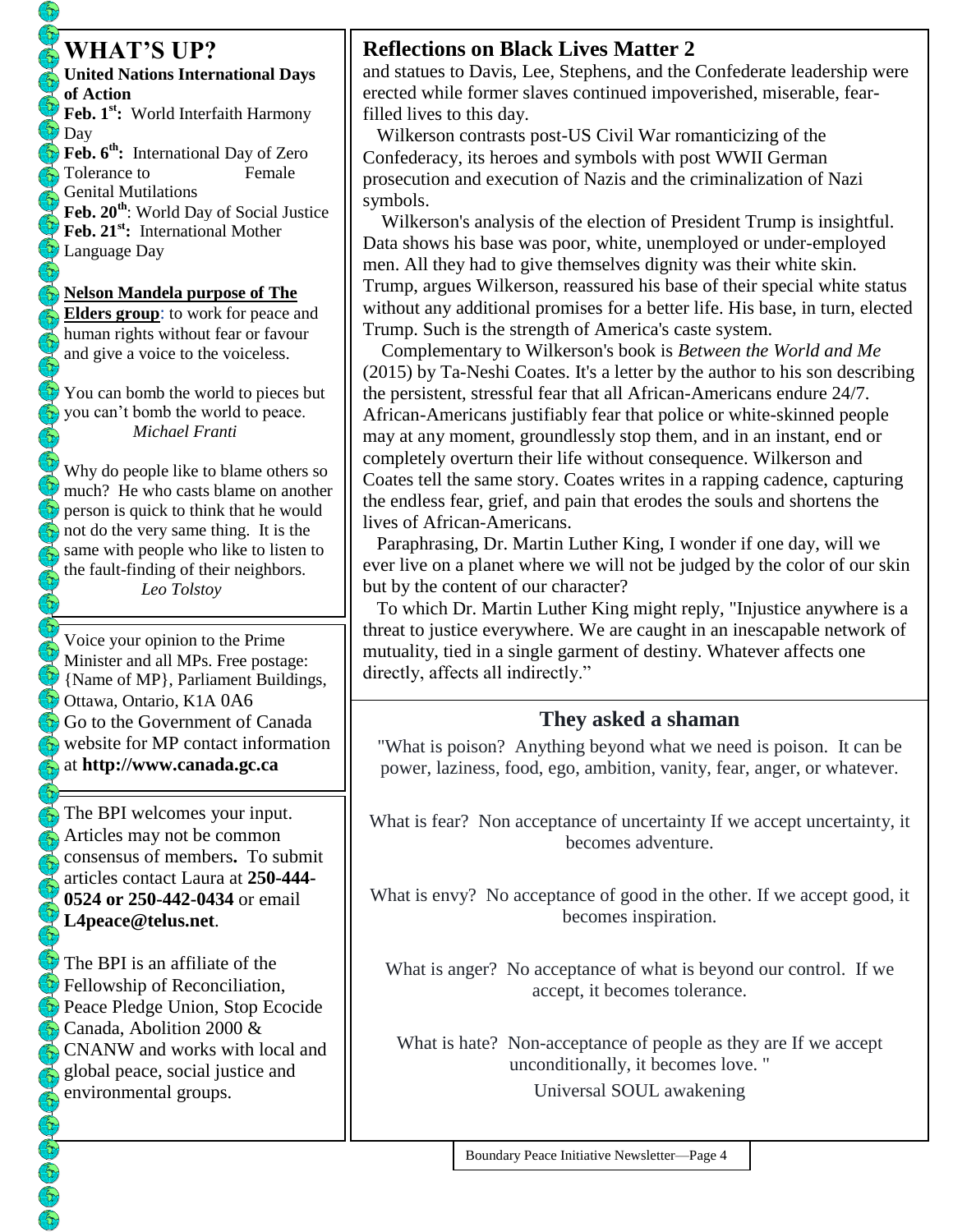## WHAT'S UP?

**United Nations International Days of Action**

**Feb. 1st:** World Interfaith Harmony Day

**Feb. 6th:** International Day of Zero Tolerance to Female Genital Mutilations

**Feb. 20th**: World Day of Social Justice

**Feb. 21st:** International Mother Language Day

**Nelson Mandela purpose of The Elders group**: to work for peace and human rights without fear or favour and give a voice to the voiceless.

You can bomb the world to pieces but you can't bomb the world to peace.
*Michael Franti*

Why do people like to blame others so much? He who casts blame on another person is quick to think that he would not do the very same thing. It is the same with people who like to listen to the fault-finding of their neighbors.
*Leo Tolstoy*

Voice your opinion to the Prime Minister and all MPs. Free postage: {Name of MP}, Parliament Buildings, Ottawa, Ontario, K1A 0A6
Go to the Government of Canada website for MP contact information at **http://www.canada.gc.ca**

The BPI welcomes your input. Articles may not be common consensus of members**.** To submit articles contact Laura at **250-444-0524 or 250-442-0434** or email **L4peace@telus.net**.

The BPI is an affiliate of the Fellowship of Reconciliation, Peace Pledge Union, Stop Ecocide Canada, Abolition 2000 & CNANW and works with local and global peace, social justice and environmental groups.

## Reflections on Black Lives Matter 2

and statues to Davis, Lee, Stephens, and the Confederate leadership were erected while former slaves continued impoverished, miserable, fear-filled lives to this day.

Wilkerson contrasts post-US Civil War romanticizing of the Confederacy, its heroes and symbols with post WWII German prosecution and execution of Nazis and the criminalization of Nazi symbols.

Wilkerson's analysis of the election of President Trump is insightful. Data shows his base was poor, white, unemployed or under-employed men. All they had to give themselves dignity was their white skin. Trump, argues Wilkerson, reassured his base of their special white status without any additional promises for a better life. His base, in turn, elected Trump. Such is the strength of America's caste system.

Complementary to Wilkerson's book is *Between the World and Me* (2015) by Ta-Neshi Coates. It's a letter by the author to his son describing the persistent, stressful fear that all African-Americans endure 24/7. African-Americans justifiably fear that police or white-skinned people may at any moment, groundlessly stop them, and in an instant, end or completely overturn their life without consequence. Wilkerson and Coates tell the same story. Coates writes in a rapping cadence, capturing the endless fear, grief, and pain that erodes the souls and shortens the lives of African-Americans.

Paraphrasing, Dr. Martin Luther King, I wonder if one day, will we ever live on a planet where we will not be judged by the color of our skin but by the content of our character?

To which Dr. Martin Luther King might reply, "Injustice anywhere is a threat to justice everywhere. We are caught in an inescapable network of mutuality, tied in a single garment of destiny. Whatever affects one directly, affects all indirectly."

## They asked a shaman

"What is poison? Anything beyond what we need is poison. It can be power, laziness, food, ego, ambition, vanity, fear, anger, or whatever.

What is fear? Non acceptance of uncertainty If we accept uncertainty, it becomes adventure.

What is envy? No acceptance of good in the other. If we accept good, it becomes inspiration.

What is anger? No acceptance of what is beyond our control. If we accept, it becomes tolerance.

What is hate? Non-acceptance of people as they are If we accept unconditionally, it becomes love. "

Universal SOUL awakening